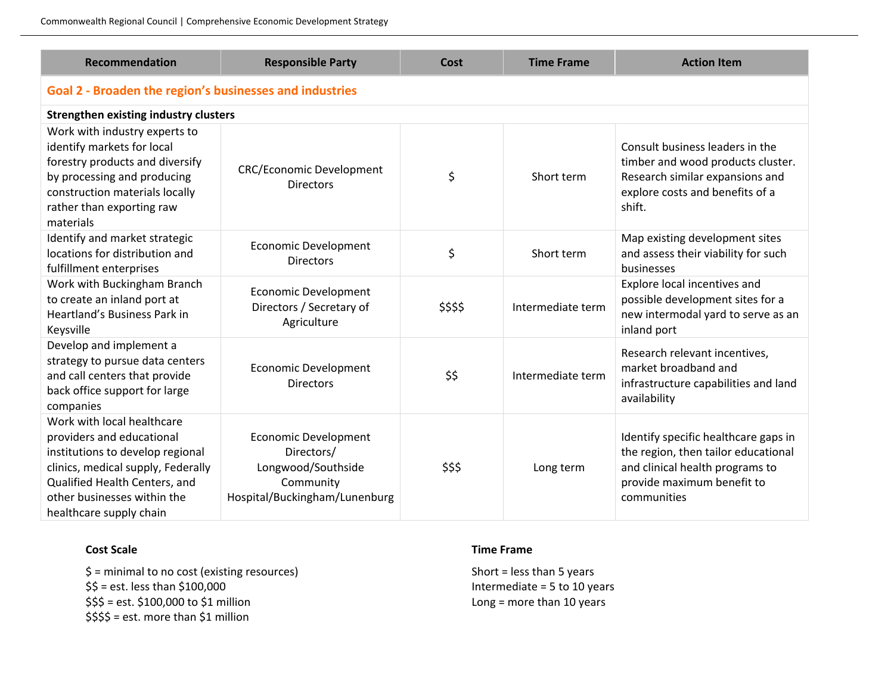| Recommendation | Responsible Party | Cost | Time Frame | Action Item |
|---|---|---|---|---|
| **Goal 2 - Broaden the region's businesses and industries** | | | | |
| **Strengthen existing industry clusters** | | | | |
| Work with industry experts to identify markets for local forestry products and diversify by processing and producing construction materials locally rather than exporting raw materials | CRC/Economic Development Directors | $ | Short term | Consult business leaders in the timber and wood products cluster. Research similar expansions and explore costs and benefits of a shift. |
| Identify and market strategic locations for distribution and fulfillment enterprises | Economic Development Directors | $ | Short term | Map existing development sites and assess their viability for such businesses |
| Work with Buckingham Branch to create an inland port at Heartland's Business Park in Keysville | Economic Development Directors / Secretary of Agriculture | $$$$ | Intermediate term | Explore local incentives and possible development sites for a new intermodal yard to serve as an inland port |
| Develop and implement a strategy to pursue data centers and call centers that provide back office support for large companies | Economic Development Directors | $$ | Intermediate term | Research relevant incentives, market broadband and infrastructure capabilities and land availability |
| Work with local healthcare providers and educational institutions to develop regional clinics, medical supply, Federally Qualified Health Centers, and other businesses within the healthcare supply chain | Economic Development Directors/ Longwood/Southside Community Hospital/Buckingham/Lunenburg | $$$ | Long term | Identify specific healthcare gaps in the region, then tailor educational and clinical health programs to provide maximum benefit to communities |

**Cost Scale**

$ = minimal to no cost (existing resources)
$$ = est. less than $100,000
$$$ = est. $100,000 to $1 million
$$$$ = est. more than $1 million

**Time Frame**

Short = less than 5 years
Intermediate = 5 to 10 years
Long = more than 10 years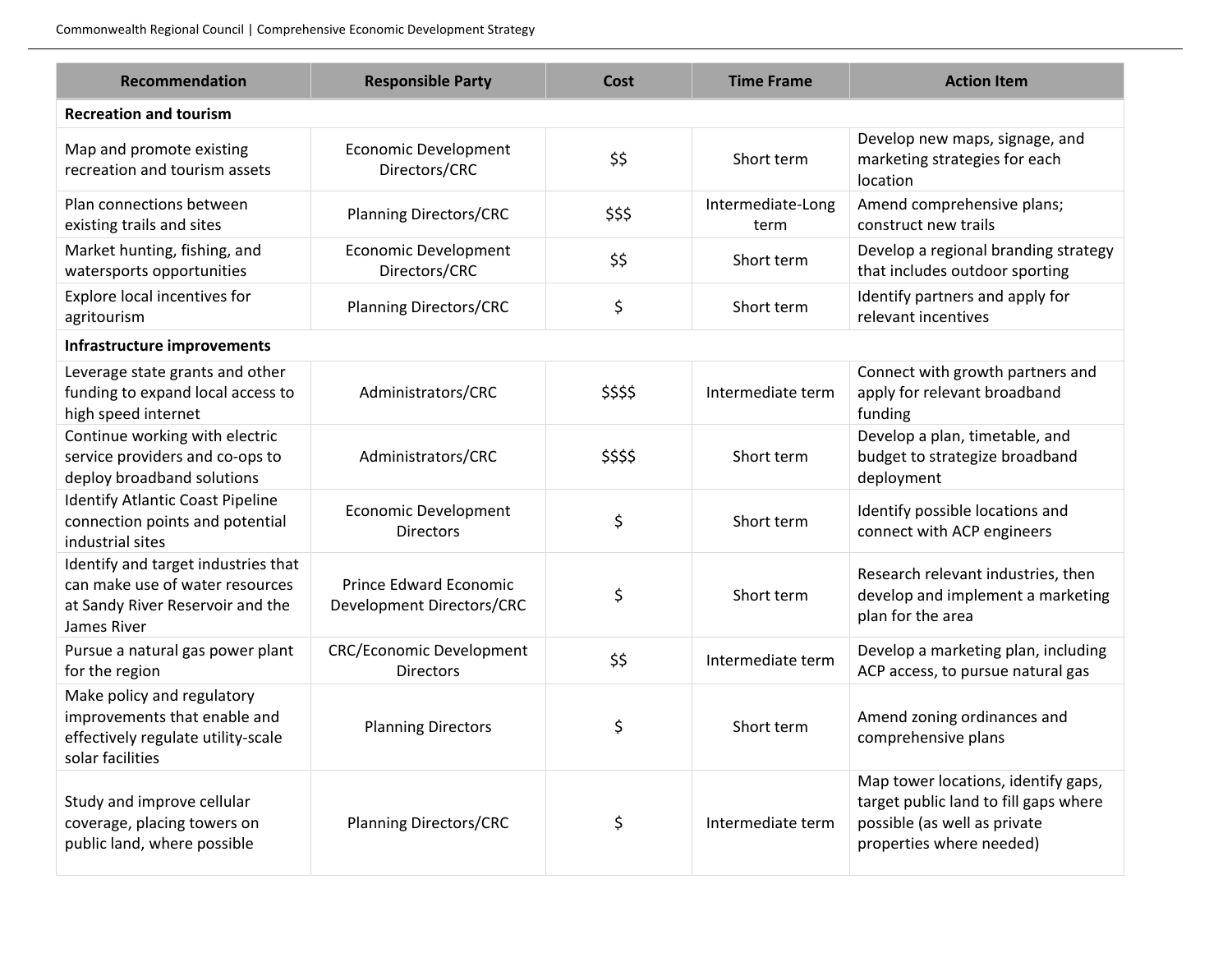| Recommendation | Responsible Party | Cost | Time Frame | Action Item |
|---|---|---|---|---|
| **Recreation and tourism** | | | | |
| Map and promote existing recreation and tourism assets | Economic Development Directors/CRC | $$ | Short term | Develop new maps, signage, and marketing strategies for each location |
| Plan connections between existing trails and sites | Planning Directors/CRC | $$$ | Intermediate-Long term | Amend comprehensive plans; construct new trails |
| Market hunting, fishing, and watersports opportunities | Economic Development Directors/CRC | $$ | Short term | Develop a regional branding strategy that includes outdoor sporting |
| Explore local incentives for agritourism | Planning Directors/CRC | $ | Short term | Identify partners and apply for relevant incentives |
| **Infrastructure improvements** | | | | |
| Leverage state grants and other funding to expand local access to high speed internet | Administrators/CRC | $$$$ | Intermediate term | Connect with growth partners and apply for relevant broadband funding |
| Continue working with electric service providers and co-ops to deploy broadband solutions | Administrators/CRC | $$$$ | Short term | Develop a plan, timetable, and budget to strategize broadband deployment |
| Identify Atlantic Coast Pipeline connection points and potential industrial sites | Economic Development Directors | $ | Short term | Identify possible locations and connect with ACP engineers |
| Identify and target industries that can make use of water resources at Sandy River Reservoir and the James River | Prince Edward Economic Development Directors/CRC | $ | Short term | Research relevant industries, then develop and implement a marketing plan for the area |
| Pursue a natural gas power plant for the region | CRC/Economic Development Directors | $$ | Intermediate term | Develop a marketing plan, including ACP access, to pursue natural gas |
| Make policy and regulatory improvements that enable and effectively regulate utility-scale solar facilities | Planning Directors | $ | Short term | Amend zoning ordinances and comprehensive plans |
| Study and improve cellular coverage, placing towers on public land, where possible | Planning Directors/CRC | $ | Intermediate term | Map tower locations, identify gaps, target public land to fill gaps where possible (as well as private properties where needed) |